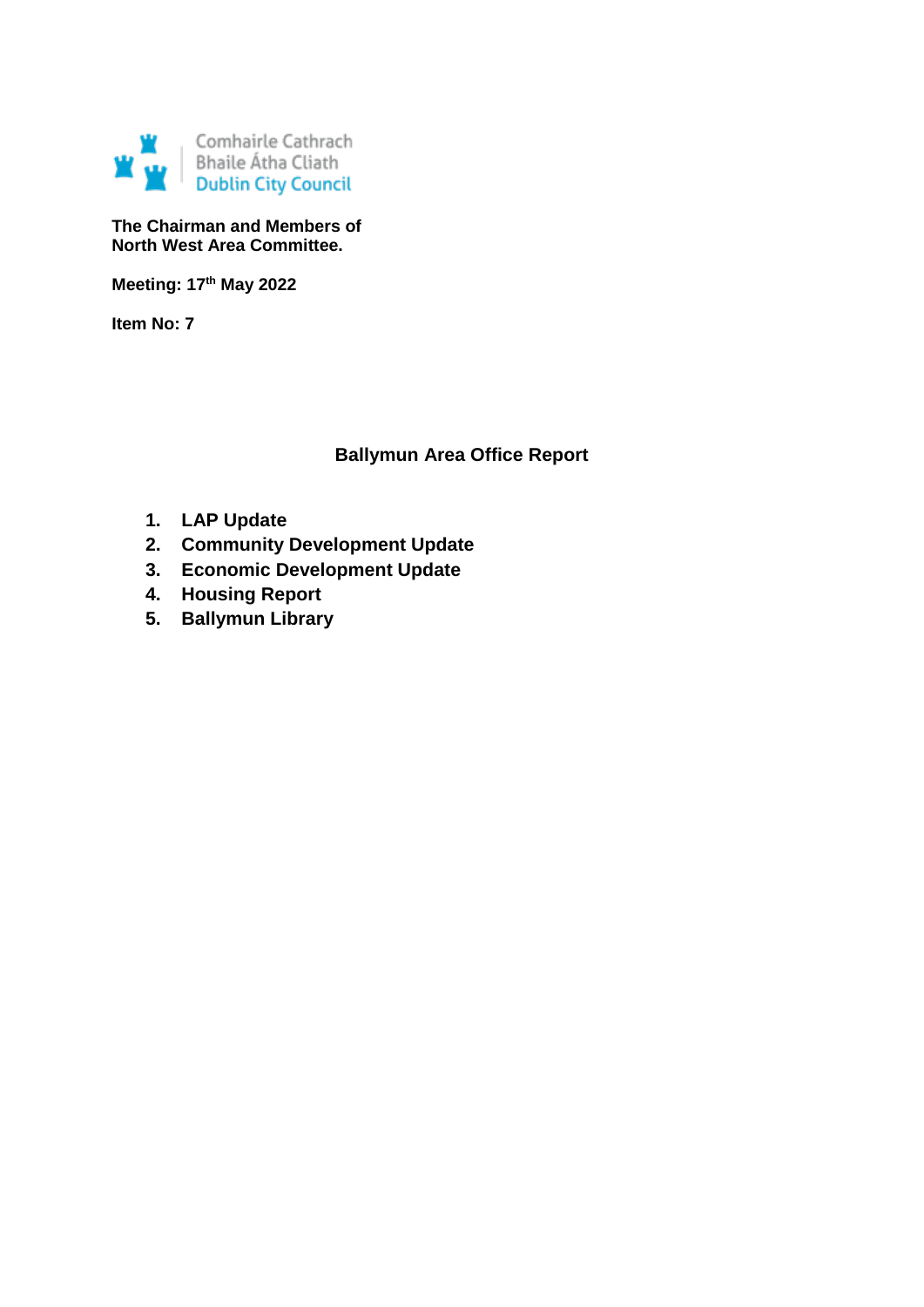Comhairle Cathrach
Bhaile Átha Cliath
Dublin City Council

**The Chairman and Members of**
**North West Area Committee.**

**Meeting: 17th May 2022**

**Item No: 7**

## Ballymun Area Office Report

1. **LAP Update**
2. **Community Development Update**
3. **Economic Development Update**
4. **Housing Report**
5. **Ballymun Library**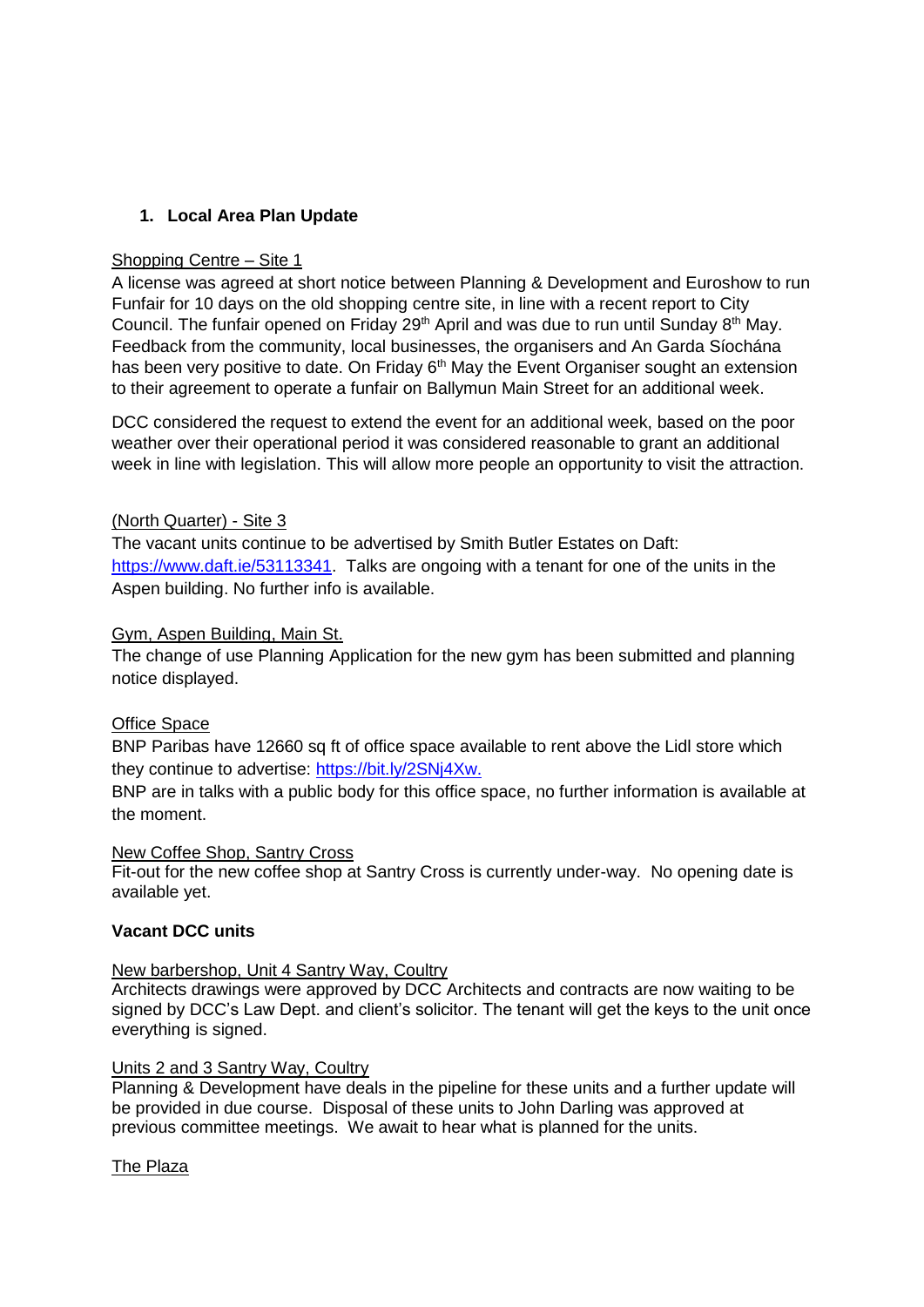## 1. Local Area Plan Update

Shopping Centre – Site 1

A license was agreed at short notice between Planning & Development and Euroshow to run Funfair for 10 days on the old shopping centre site, in line with a recent report to City Council. The funfair opened on Friday 29th April and was due to run until Sunday 8th May. Feedback from the community, local businesses, the organisers and An Garda Síochána has been very positive to date. On Friday 6th May the Event Organiser sought an extension to their agreement to operate a funfair on Ballymun Main Street for an additional week.

DCC considered the request to extend the event for an additional week, based on the poor weather over their operational period it was considered reasonable to grant an additional week in line with legislation. This will allow more people an opportunity to visit the attraction.

(North Quarter) - Site 3

The vacant units continue to be advertised by Smith Butler Estates on Daft: https://www.daft.ie/53113341. Talks are ongoing with a tenant for one of the units in the Aspen building. No further info is available.

Gym, Aspen Building, Main St.

The change of use Planning Application for the new gym has been submitted and planning notice displayed.

Office Space

BNP Paribas have 12660 sq ft of office space available to rent above the Lidl store which they continue to advertise: https://bit.ly/2SNj4Xw.

BNP are in talks with a public body for this office space, no further information is available at the moment.

New Coffee Shop, Santry Cross

Fit-out for the new coffee shop at Santry Cross is currently under-way. No opening date is available yet.

**Vacant DCC units**

New barbershop, Unit 4 Santry Way, Coultry

Architects drawings were approved by DCC Architects and contracts are now waiting to be signed by DCC's Law Dept. and client's solicitor. The tenant will get the keys to the unit once everything is signed.

Units 2 and 3 Santry Way, Coultry

Planning & Development have deals in the pipeline for these units and a further update will be provided in due course. Disposal of these units to John Darling was approved at previous committee meetings. We await to hear what is planned for the units.

The Plaza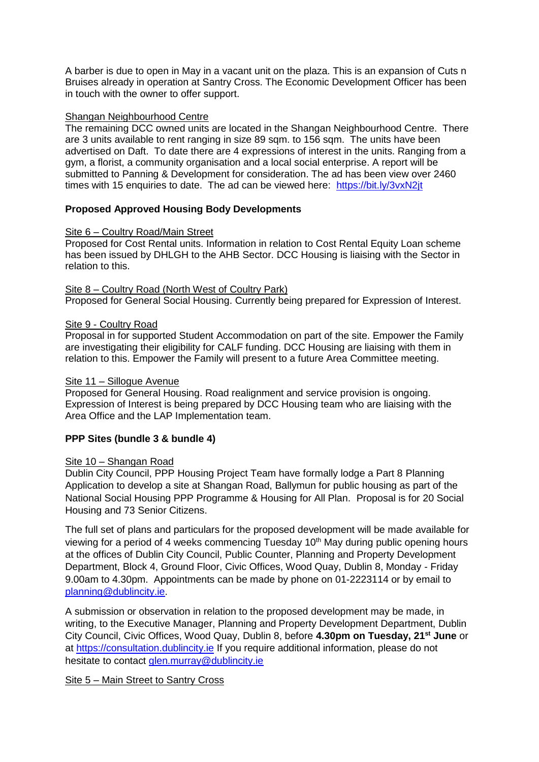A barber is due to open in May in a vacant unit on the plaza. This is an expansion of Cuts n Bruises already in operation at Santry Cross. The Economic Development Officer has been in touch with the owner to offer support.

Shangan Neighbourhood Centre

The remaining DCC owned units are located in the Shangan Neighbourhood Centre. There are 3 units available to rent ranging in size 89 sqm. to 156 sqm. The units have been advertised on Daft. To date there are 4 expressions of interest in the units. Ranging from a gym, a florist, a community organisation and a local social enterprise. A report will be submitted to Panning & Development for consideration. The ad has been view over 2460 times with 15 enquiries to date. The ad can be viewed here: https://bit.ly/3vxN2jt

**Proposed Approved Housing Body Developments**

Site 6 – Coultry Road/Main Street

Proposed for Cost Rental units. Information in relation to Cost Rental Equity Loan scheme has been issued by DHLGH to the AHB Sector. DCC Housing is liaising with the Sector in relation to this.

Site 8 – Coultry Road (North West of Coultry Park)

Proposed for General Social Housing. Currently being prepared for Expression of Interest.

Site 9 - Coultry Road

Proposal in for supported Student Accommodation on part of the site. Empower the Family are investigating their eligibility for CALF funding. DCC Housing are liaising with them in relation to this. Empower the Family will present to a future Area Committee meeting.

Site 11 – Sillogue Avenue

Proposed for General Housing. Road realignment and service provision is ongoing. Expression of Interest is being prepared by DCC Housing team who are liaising with the Area Office and the LAP Implementation team.

**PPP Sites (bundle 3 & bundle 4)**

Site 10 – Shangan Road

Dublin City Council, PPP Housing Project Team have formally lodge a Part 8 Planning Application to develop a site at Shangan Road, Ballymun for public housing as part of the National Social Housing PPP Programme & Housing for All Plan. Proposal is for 20 Social Housing and 73 Senior Citizens.

The full set of plans and particulars for the proposed development will be made available for viewing for a period of 4 weeks commencing Tuesday 10th May during public opening hours at the offices of Dublin City Council, Public Counter, Planning and Property Development Department, Block 4, Ground Floor, Civic Offices, Wood Quay, Dublin 8, Monday - Friday 9.00am to 4.30pm. Appointments can be made by phone on 01-2223114 or by email to planning@dublincity.ie.

A submission or observation in relation to the proposed development may be made, in writing, to the Executive Manager, Planning and Property Development Department, Dublin City Council, Civic Offices, Wood Quay, Dublin 8, before **4.30pm on Tuesday, 21st June** or at https://consultation.dublincity.ie If you require additional information, please do not hesitate to contact glen.murray@dublincity.ie

Site 5 – Main Street to Santry Cross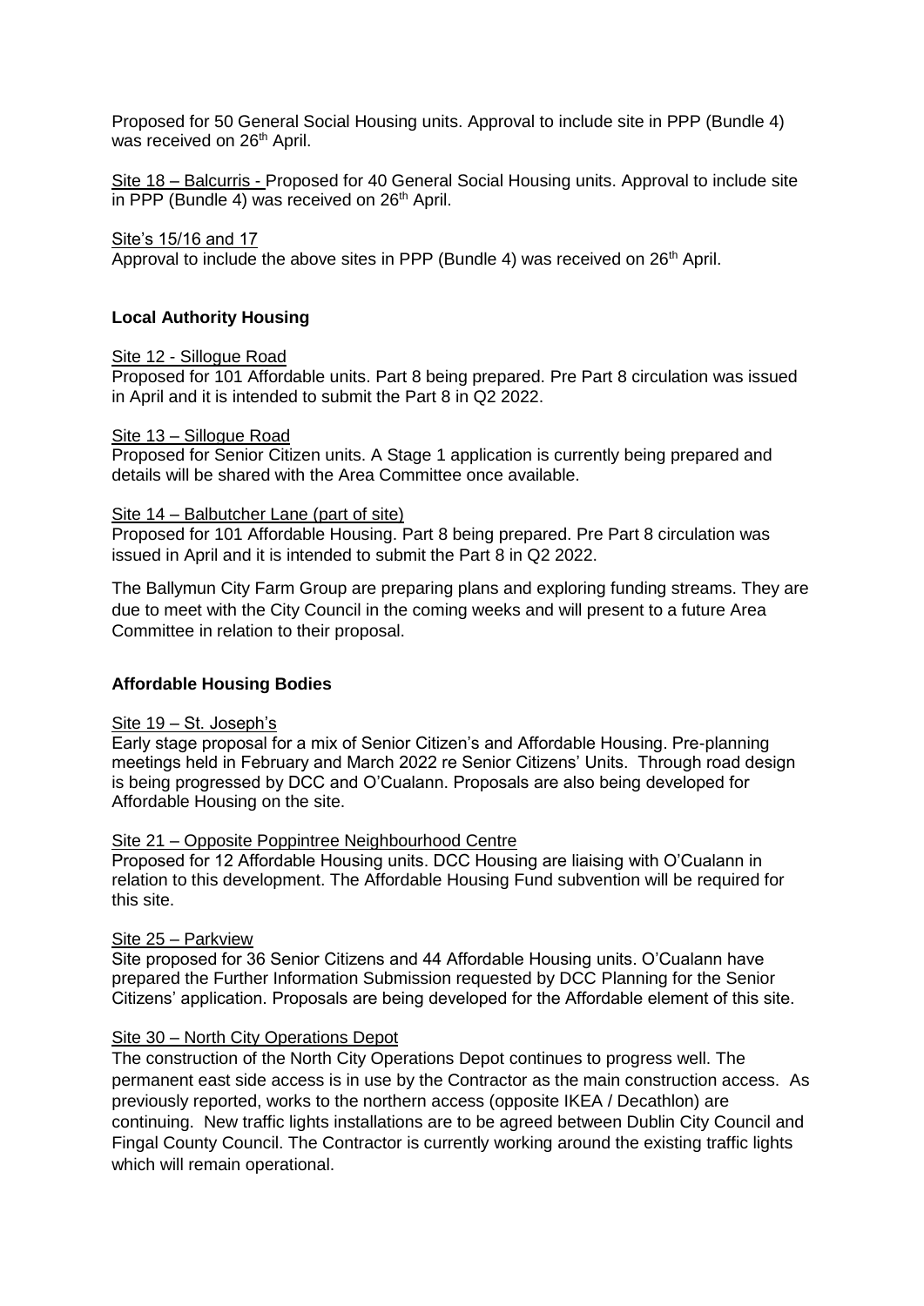Proposed for 50 General Social Housing units. Approval to include site in PPP (Bundle 4) was received on 26th April.

Site 18 – Balcurris - Proposed for 40 General Social Housing units. Approval to include site in PPP (Bundle 4) was received on 26th April.

Site's 15/16 and 17

Approval to include the above sites in PPP (Bundle 4) was received on 26th April.

**Local Authority Housing**

Site 12 - Sillogue Road

Proposed for 101 Affordable units. Part 8 being prepared. Pre Part 8 circulation was issued in April and it is intended to submit the Part 8 in Q2 2022.

Site 13 – Sillogue Road

Proposed for Senior Citizen units. A Stage 1 application is currently being prepared and details will be shared with the Area Committee once available.

Site 14 – Balbutcher Lane (part of site)

Proposed for 101 Affordable Housing. Part 8 being prepared. Pre Part 8 circulation was issued in April and it is intended to submit the Part 8 in Q2 2022.

The Ballymun City Farm Group are preparing plans and exploring funding streams. They are due to meet with the City Council in the coming weeks and will present to a future Area Committee in relation to their proposal.

**Affordable Housing Bodies**

Site 19 – St. Joseph's

Early stage proposal for a mix of Senior Citizen's and Affordable Housing. Pre-planning meetings held in February and March 2022 re Senior Citizens' Units. Through road design is being progressed by DCC and O'Cualann. Proposals are also being developed for Affordable Housing on the site.

Site 21 – Opposite Poppintree Neighbourhood Centre

Proposed for 12 Affordable Housing units. DCC Housing are liaising with O'Cualann in relation to this development. The Affordable Housing Fund subvention will be required for this site.

Site 25 – Parkview

Site proposed for 36 Senior Citizens and 44 Affordable Housing units. O'Cualann have prepared the Further Information Submission requested by DCC Planning for the Senior Citizens' application. Proposals are being developed for the Affordable element of this site.

Site 30 – North City Operations Depot

The construction of the North City Operations Depot continues to progress well. The permanent east side access is in use by the Contractor as the main construction access. As previously reported, works to the northern access (opposite IKEA / Decathlon) are continuing. New traffic lights installations are to be agreed between Dublin City Council and Fingal County Council. The Contractor is currently working around the existing traffic lights which will remain operational.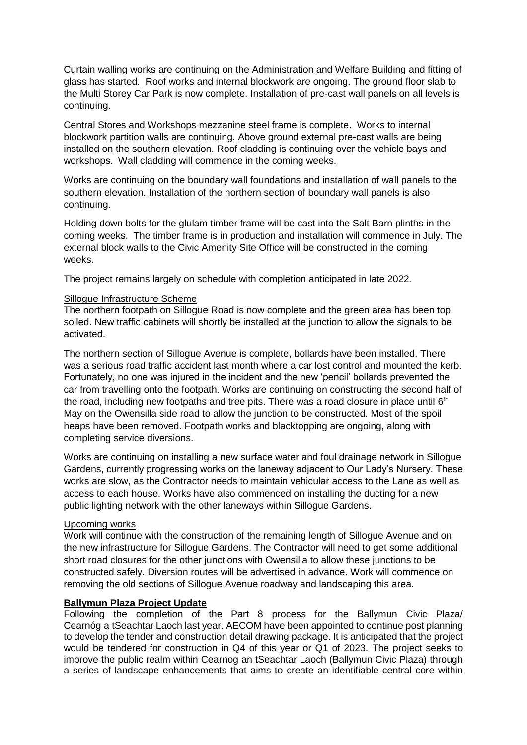Curtain walling works are continuing on the Administration and Welfare Building and fitting of glass has started. Roof works and internal blockwork are ongoing. The ground floor slab to the Multi Storey Car Park is now complete. Installation of pre-cast wall panels on all levels is continuing.

Central Stores and Workshops mezzanine steel frame is complete. Works to internal blockwork partition walls are continuing. Above ground external pre-cast walls are being installed on the southern elevation. Roof cladding is continuing over the vehicle bays and workshops. Wall cladding will commence in the coming weeks.

Works are continuing on the boundary wall foundations and installation of wall panels to the southern elevation. Installation of the northern section of boundary wall panels is also continuing.

Holding down bolts for the glulam timber frame will be cast into the Salt Barn plinths in the coming weeks. The timber frame is in production and installation will commence in July. The external block walls to the Civic Amenity Site Office will be constructed in the coming weeks.

The project remains largely on schedule with completion anticipated in late 2022.

Sillogue Infrastructure Scheme

The northern footpath on Sillogue Road is now complete and the green area has been top soiled. New traffic cabinets will shortly be installed at the junction to allow the signals to be activated.

The northern section of Sillogue Avenue is complete, bollards have been installed. There was a serious road traffic accident last month where a car lost control and mounted the kerb. Fortunately, no one was injured in the incident and the new 'pencil' bollards prevented the car from travelling onto the footpath. Works are continuing on constructing the second half of the road, including new footpaths and tree pits. There was a road closure in place until 6th May on the Owensilla side road to allow the junction to be constructed. Most of the spoil heaps have been removed. Footpath works and blacktopping are ongoing, along with completing service diversions.

Works are continuing on installing a new surface water and foul drainage network in Sillogue Gardens, currently progressing works on the laneway adjacent to Our Lady's Nursery. These works are slow, as the Contractor needs to maintain vehicular access to the Lane as well as access to each house. Works have also commenced on installing the ducting for a new public lighting network with the other laneways within Sillogue Gardens.

Upcoming works

Work will continue with the construction of the remaining length of Sillogue Avenue and on the new infrastructure for Sillogue Gardens. The Contractor will need to get some additional short road closures for the other junctions with Owensilla to allow these junctions to be constructed safely. Diversion routes will be advertised in advance. Work will commence on removing the old sections of Sillogue Avenue roadway and landscaping this area.

**Ballymun Plaza Project Update**

Following the completion of the Part 8 process for the Ballymun Civic Plaza/ Cearnóg a tSeachtar Laoch last year. AECOM have been appointed to continue post planning to develop the tender and construction detail drawing package. It is anticipated that the project would be tendered for construction in Q4 of this year or Q1 of 2023. The project seeks to improve the public realm within Cearnog an tSeachtar Laoch (Ballymun Civic Plaza) through a series of landscape enhancements that aims to create an identifiable central core within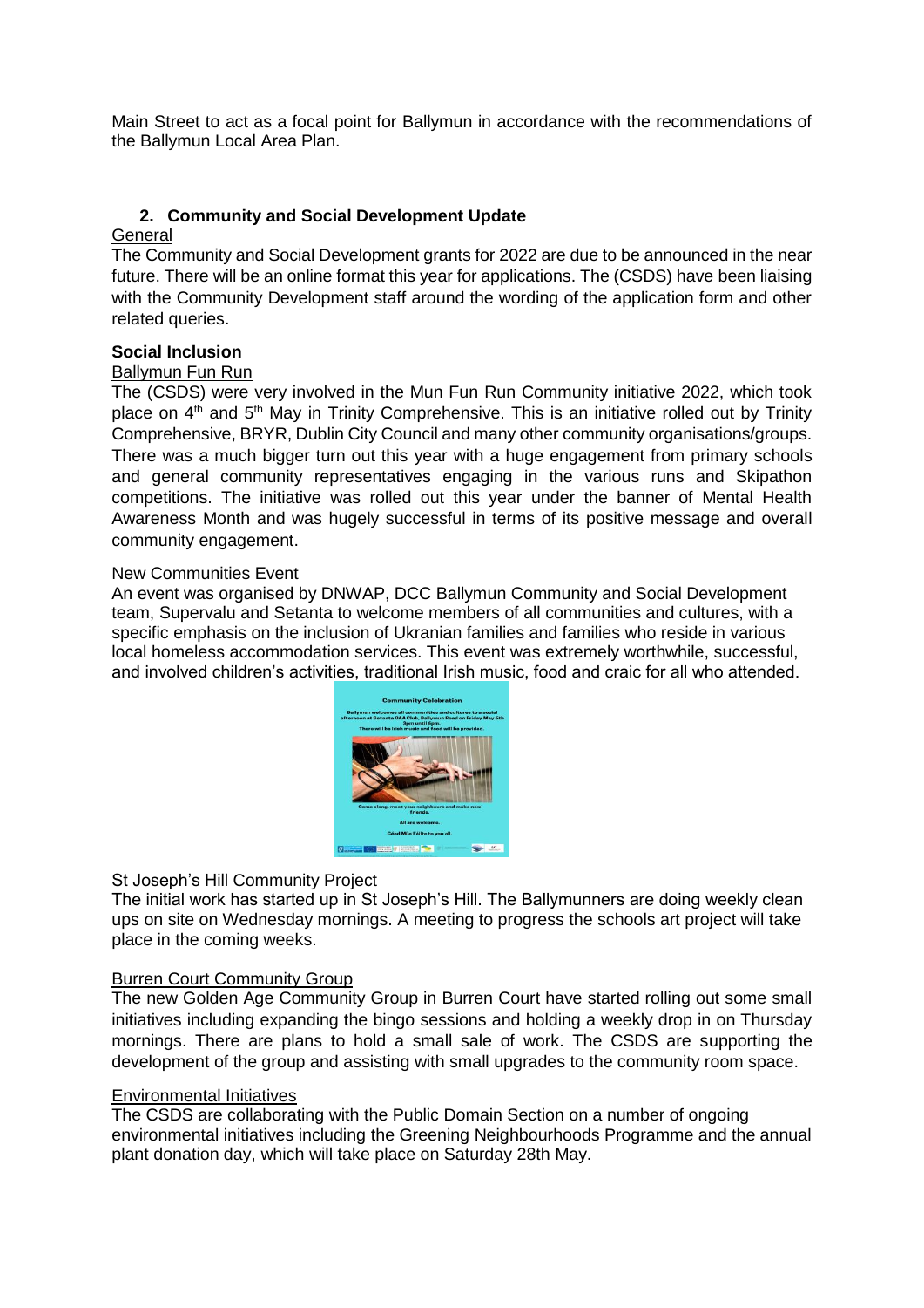Main Street to act as a focal point for Ballymun in accordance with the recommendations of the Ballymun Local Area Plan.

## 2. Community and Social Development Update

General

The Community and Social Development grants for 2022 are due to be announced in the near future. There will be an online format this year for applications. The (CSDS) have been liaising with the Community Development staff around the wording of the application form and other related queries.

### Social Inclusion

Ballymun Fun Run

The (CSDS) were very involved in the Mun Fun Run Community initiative 2022, which took place on 4th and 5th May in Trinity Comprehensive. This is an initiative rolled out by Trinity Comprehensive, BRYR, Dublin City Council and many other community organisations/groups. There was a much bigger turn out this year with a huge engagement from primary schools and general community representatives engaging in the various runs and Skipathon competitions. The initiative was rolled out this year under the banner of Mental Health Awareness Month and was hugely successful in terms of its positive message and overall community engagement.

New Communities Event

An event was organised by DNWAP, DCC Ballymun Community and Social Development team, Supervalu and Setanta to welcome members of all communities and cultures, with a specific emphasis on the inclusion of Ukranian families and families who reside in various local homeless accommodation services. This event was extremely worthwhile, successful, and involved children's activities, traditional Irish music, food and craic for all who attended.

St Joseph's Hill Community Project

The initial work has started up in St Joseph's Hill. The Ballymunners are doing weekly clean ups on site on Wednesday mornings. A meeting to progress the schools art project will take place in the coming weeks.

Burren Court Community Group

The new Golden Age Community Group in Burren Court have started rolling out some small initiatives including expanding the bingo sessions and holding a weekly drop in on Thursday mornings. There are plans to hold a small sale of work. The CSDS are supporting the development of the group and assisting with small upgrades to the community room space.

Environmental Initiatives

The CSDS are collaborating with the Public Domain Section on a number of ongoing environmental initiatives including the Greening Neighbourhoods Programme and the annual plant donation day, which will take place on Saturday 28th May.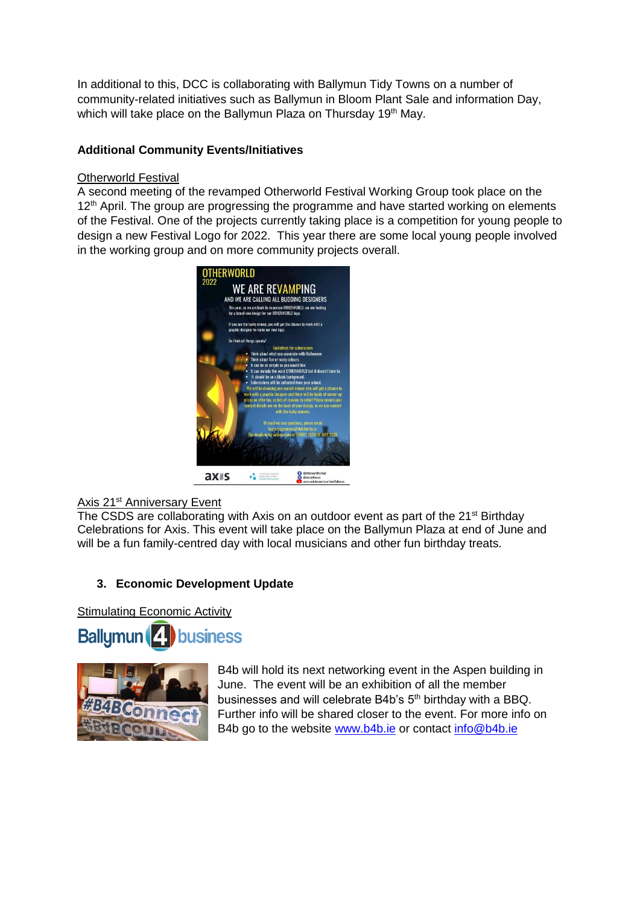In additional to this, DCC is collaborating with Ballymun Tidy Towns on a number of community-related initiatives such as Ballymun in Bloom Plant Sale and information Day, which will take place on the Ballymun Plaza on Thursday 19th May.

**Additional Community Events/Initiatives**

Otherworld Festival

A second meeting of the revamped Otherworld Festival Working Group took place on the 12th April. The group are progressing the programme and have started working on elements of the Festival. One of the projects currently taking place is a competition for young people to design a new Festival Logo for 2022. This year there are some local young people involved in the working group and on more community projects overall.

Axis 21st Anniversary Event

The CSDS are collaborating with Axis on an outdoor event as part of the 21st Birthday Celebrations for Axis. This event will take place on the Ballymun Plaza at end of June and will be a fun family-centred day with local musicians and other fun birthday treats.

## 3. Economic Development Update

Stimulating Economic Activity

B4b will hold its next networking event in the Aspen building in June. The event will be an exhibition of all the member businesses and will celebrate B4b's 5th birthday with a BBQ. Further info will be shared closer to the event. For more info on B4b go to the website www.b4b.ie or contact info@b4b.ie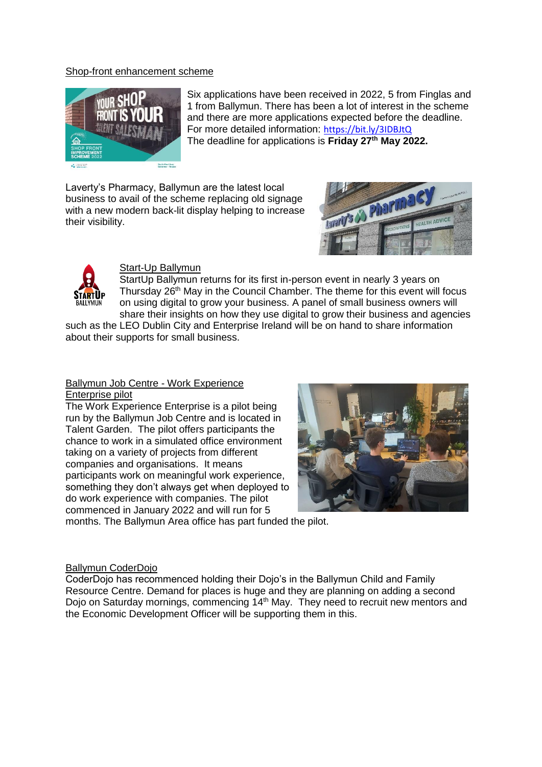## Shop-front enhancement scheme

Six applications have been received in 2022, 5 from Finglas and 1 from Ballymun. There has been a lot of interest in the scheme and there are more applications expected before the deadline. For more detailed information: https://bit.ly/3IDBJtQ
The deadline for applications is **Friday 27th May 2022.**

Laverty's Pharmacy, Ballymun are the latest local business to avail of the scheme replacing old signage with a new modern back-lit display helping to increase their visibility.

## Start-Up Ballymun

StartUp Ballymun returns for its first in-person event in nearly 3 years on Thursday 26th May in the Council Chamber. The theme for this event will focus on using digital to grow your business. A panel of small business owners will share their insights on how they use digital to grow their business and agencies such as the LEO Dublin City and Enterprise Ireland will be on hand to share information about their supports for small business.

## Ballymun Job Centre - Work Experience Enterprise pilot

The Work Experience Enterprise is a pilot being run by the Ballymun Job Centre and is located in Talent Garden. The pilot offers participants the chance to work in a simulated office environment taking on a variety of projects from different companies and organisations. It means participants work on meaningful work experience, something they don't always get when deployed to do work experience with companies. The pilot commenced in January 2022 and will run for 5 months. The Ballymun Area office has part funded the pilot.

## Ballymun CoderDojo

CoderDojo has recommenced holding their Dojo's in the Ballymun Child and Family Resource Centre. Demand for places is huge and they are planning on adding a second Dojo on Saturday mornings, commencing 14th May. They need to recruit new mentors and the Economic Development Officer will be supporting them in this.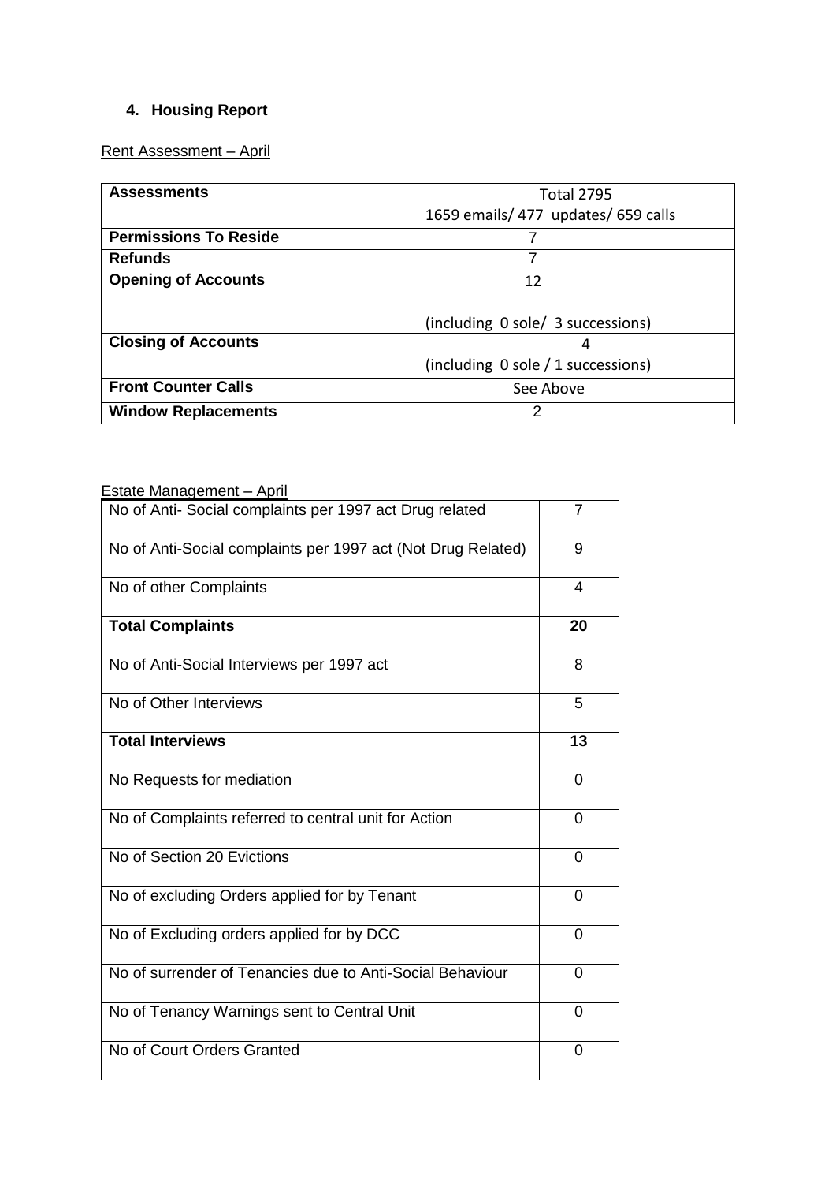### 4. Housing Report

Rent Assessment – April

| Assessments | Total 2795<br>1659 emails/ 477 updates/ 659 calls |
|---|---|
| **Permissions To Reside** | 7 |
| **Refunds** | 7 |
| **Opening of Accounts** | 12<br><br>(including 0 sole/ 3 successions) |
| **Closing of Accounts** | 4<br>(including 0 sole / 1 successions) |
| **Front Counter Calls** | See Above |
| **Window Replacements** | 2 |

Estate Management – April

| No of Anti- Social complaints per 1997 act Drug related | 7 |
|---|---|
| No of Anti-Social complaints per 1997 act (Not Drug Related) | 9 |
| No of other Complaints | 4 |
| **Total Complaints** | **20** |
| No of Anti-Social Interviews per 1997 act | 8 |
| No of Other Interviews | 5 |
| **Total Interviews** | **13** |
| No Requests for mediation | 0 |
| No of Complaints referred to central unit for Action | 0 |
| No of Section 20 Evictions | 0 |
| No of excluding Orders applied for by Tenant | 0 |
| No of Excluding orders applied for by DCC | 0 |
| No of surrender of Tenancies due to Anti-Social Behaviour | 0 |
| No of Tenancy Warnings sent to Central Unit | 0 |
| No of Court Orders Granted | 0 |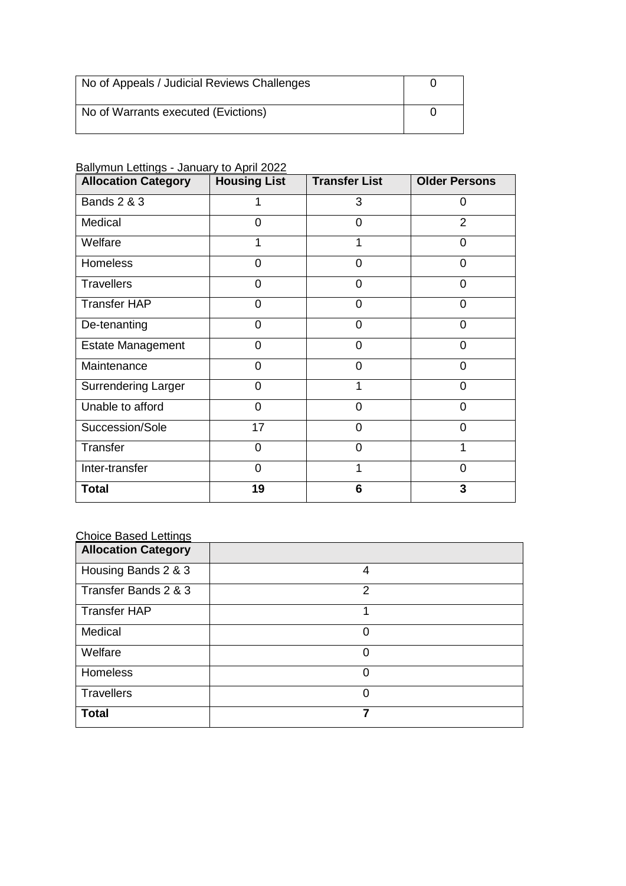| No of Appeals / Judicial Reviews Challenges | 0 |
| --- | --- |
| No of Warrants executed (Evictions) | 0 |

Ballymun Lettings - January to April 2022

| Allocation Category | Housing List | Transfer List | Older Persons |
| --- | --- | --- | --- |
| Bands 2 & 3 | 1 | 3 | 0 |
| Medical | 0 | 0 | 2 |
| Welfare | 1 | 1 | 0 |
| Homeless | 0 | 0 | 0 |
| Travellers | 0 | 0 | 0 |
| Transfer HAP | 0 | 0 | 0 |
| De-tenanting | 0 | 0 | 0 |
| Estate Management | 0 | 0 | 0 |
| Maintenance | 0 | 0 | 0 |
| Surrendering Larger | 0 | 1 | 0 |
| Unable to afford | 0 | 0 | 0 |
| Succession/Sole | 17 | 0 | 0 |
| Transfer | 0 | 0 | 1 |
| Inter-transfer | 0 | 1 | 0 |
| **Total** | **19** | **6** | **3** |

Choice Based Lettings

| Allocation Category | |
| --- | --- |
| Housing Bands 2 & 3 | 4 |
| Transfer Bands 2 & 3 | 2 |
| Transfer HAP | 1 |
| Medical | 0 |
| Welfare | 0 |
| Homeless | 0 |
| Travellers | 0 |
| **Total** | **7** |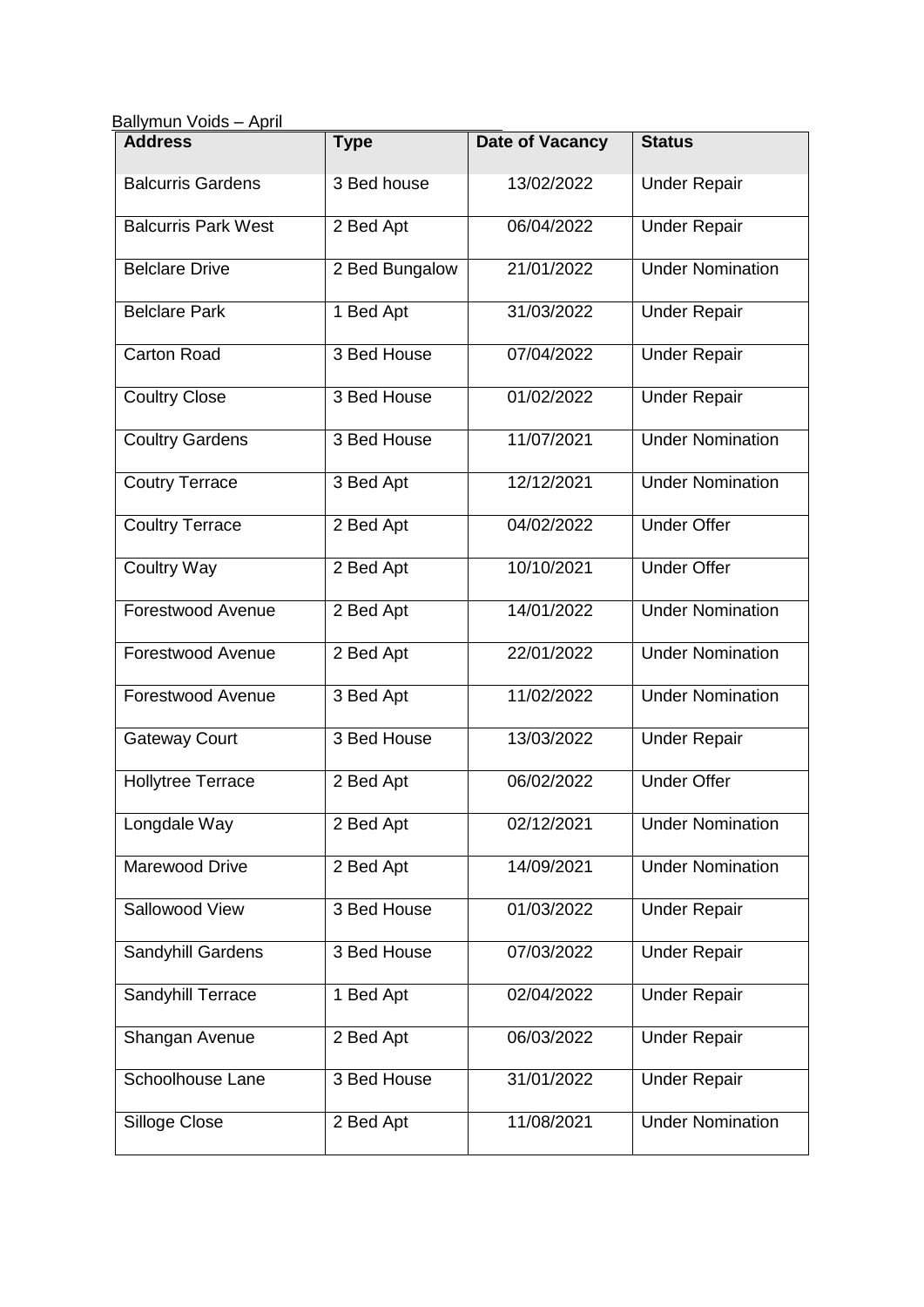Ballymun Voids – April

| Address | Type | Date of Vacancy | Status |
|---|---|---|---|
| Balcurris Gardens | 3 Bed house | 13/02/2022 | Under Repair |
| Balcurris Park West | 2 Bed Apt | 06/04/2022 | Under Repair |
| Belclare Drive | 2 Bed Bungalow | 21/01/2022 | Under Nomination |
| Belclare Park | 1 Bed Apt | 31/03/2022 | Under Repair |
| Carton Road | 3 Bed House | 07/04/2022 | Under Repair |
| Coultry Close | 3 Bed House | 01/02/2022 | Under Repair |
| Coultry Gardens | 3 Bed House | 11/07/2021 | Under Nomination |
| Coutry Terrace | 3 Bed Apt | 12/12/2021 | Under Nomination |
| Coultry Terrace | 2 Bed Apt | 04/02/2022 | Under Offer |
| Coultry Way | 2 Bed Apt | 10/10/2021 | Under Offer |
| Forestwood Avenue | 2 Bed Apt | 14/01/2022 | Under Nomination |
| Forestwood Avenue | 2 Bed Apt | 22/01/2022 | Under Nomination |
| Forestwood Avenue | 3 Bed Apt | 11/02/2022 | Under Nomination |
| Gateway Court | 3 Bed House | 13/03/2022 | Under Repair |
| Hollytree Terrace | 2 Bed Apt | 06/02/2022 | Under Offer |
| Longdale Way | 2 Bed Apt | 02/12/2021 | Under Nomination |
| Marewood Drive | 2 Bed Apt | 14/09/2021 | Under Nomination |
| Sallowood View | 3 Bed House | 01/03/2022 | Under Repair |
| Sandyhill Gardens | 3 Bed House | 07/03/2022 | Under Repair |
| Sandyhill Terrace | 1 Bed Apt | 02/04/2022 | Under Repair |
| Shangan Avenue | 2 Bed Apt | 06/03/2022 | Under Repair |
| Schoolhouse Lane | 3 Bed House | 31/01/2022 | Under Repair |
| Silloge Close | 2 Bed Apt | 11/08/2021 | Under Nomination |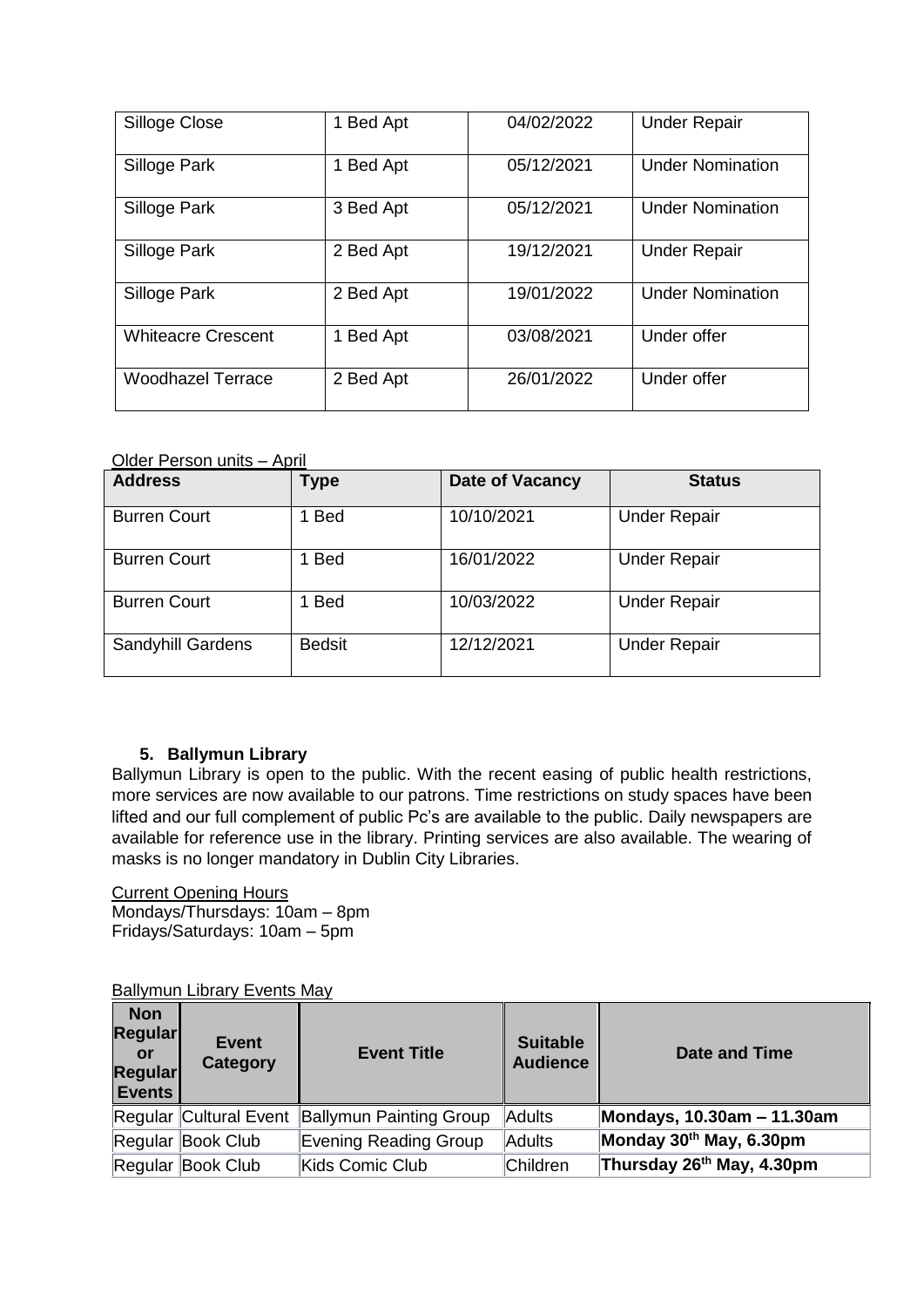| Silloge Close | 1 Bed Apt | 04/02/2022 | Under Repair |
|---|---|---|---|
| Silloge Park | 1 Bed Apt | 05/12/2021 | Under Nomination |
| Silloge Park | 3 Bed Apt | 05/12/2021 | Under Nomination |
| Silloge Park | 2 Bed Apt | 19/12/2021 | Under Repair |
| Silloge Park | 2 Bed Apt | 19/01/2022 | Under Nomination |
| Whiteacre Crescent | 1 Bed Apt | 03/08/2021 | Under offer |
| Woodhazel Terrace | 2 Bed Apt | 26/01/2022 | Under offer |

Older Person units – April

| Address | Type | Date of Vacancy | Status |
|---|---|---|---|
| Burren Court | 1 Bed | 10/10/2021 | Under Repair |
| Burren Court | 1 Bed | 16/01/2022 | Under Repair |
| Burren Court | 1 Bed | 10/03/2022 | Under Repair |
| Sandyhill Gardens | Bedsit | 12/12/2021 | Under Repair |

### 5. Ballymun Library

Ballymun Library is open to the public. With the recent easing of public health restrictions, more services are now available to our patrons. Time restrictions on study spaces have been lifted and our full complement of public Pc's are available to the public. Daily newspapers are available for reference use in the library. Printing services are also available. The wearing of masks is no longer mandatory in Dublin City Libraries.

Current Opening Hours
Mondays/Thursdays: 10am – 8pm
Fridays/Saturdays: 10am – 5pm

Ballymun Library Events May

| Non Regular or Regular Events | Event Category | Event Title | Suitable Audience | Date and Time |
|---|---|---|---|---|
| Regular | Cultural Event | Ballymun Painting Group | Adults | **Mondays, 10.30am – 11.30am** |
| Regular | Book Club | Evening Reading Group | Adults | **Monday 30th May, 6.30pm** |
| Regular | Book Club | Kids Comic Club | Children | **Thursday 26th May, 4.30pm** |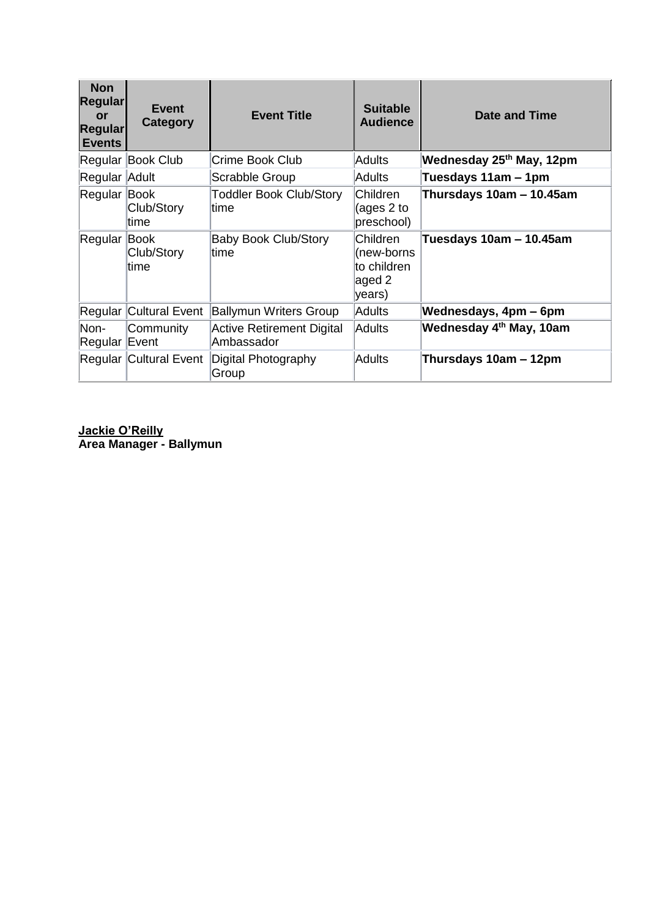| Non Regular or Regular Events | Event Category | Event Title | Suitable Audience | Date and Time |
|---|---|---|---|---|
| Regular | Book Club | Crime Book Club | Adults | **Wednesday 25th May, 12pm** |
| Regular | Adult | Scrabble Group | Adults | **Tuesdays 11am – 1pm** |
| Regular | Book Club/Story time | Toddler Book Club/Story time | Children (ages 2 to preschool) | **Thursdays 10am – 10.45am** |
| Regular | Book Club/Story time | Baby Book Club/Story time | Children (new-borns to children aged 2 years) | **Tuesdays 10am – 10.45am** |
| Regular | Cultural Event | Ballymun Writers Group | Adults | **Wednesdays, 4pm – 6pm** |
| Non-Regular | Community Event | Active Retirement Digital Ambassador | Adults | **Wednesday 4th May, 10am** |
| Regular | Cultural Event | Digital Photography Group | Adults | **Thursdays 10am – 12pm** |

**Jackie O'Reilly**
**Area Manager - Ballymun**